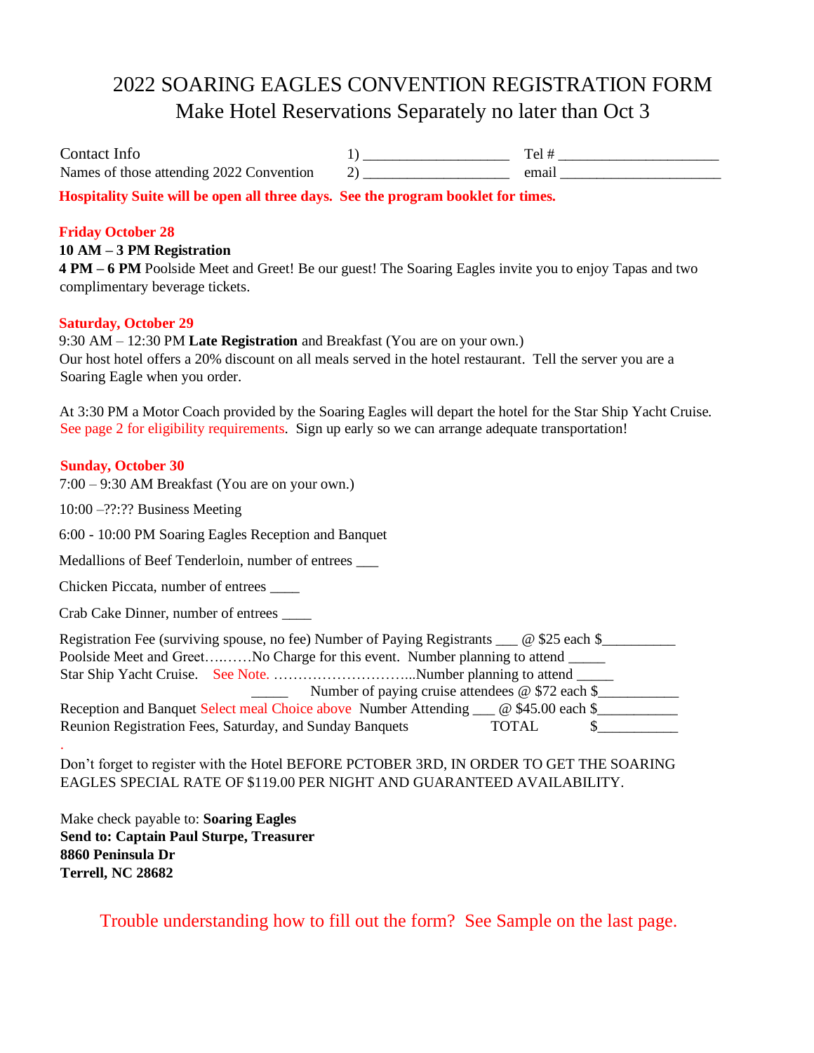# 2022 SOARING EAGLES CONVENTION REGISTRATION FORM

## Make Hotel Reservations Separately no later than Oct 3

Contact Info 1) ____________________ Tel # ______________________

Names of those attending 2022 Convention 2) ____________________ email ______________________

**Hospitality Suite will be open all three days. See the program booklet for times.**

**Friday October 28**

**10 AM – 3 PM Registration**

**4 PM – 6 PM** Poolside Meet and Greet! Be our guest! The Soaring Eagles invite you to enjoy Tapas and two complimentary beverage tickets.

**Saturday, October 29**

9:30 AM – 12:30 PM **Late Registration** and Breakfast (You are on your own.)
Our host hotel offers a 20% discount on all meals served in the hotel restaurant. Tell the server you are a Soaring Eagle when you order.

At 3:30 PM a Motor Coach provided by the Soaring Eagles will depart the hotel for the Star Ship Yacht Cruise. See page 2 for eligibility requirements. Sign up early so we can arrange adequate transportation!

**Sunday, October 30**

7:00 – 9:30 AM Breakfast (You are on your own.)

10:00 –??:?? Business Meeting

6:00 - 10:00 PM Soaring Eagles Reception and Banquet

Medallions of Beef Tenderloin, number of entrees ___

Chicken Piccata, number of entrees ____

Crab Cake Dinner, number of entrees ____

Registration Fee (surviving spouse, no fee) Number of Paying Registrants ___ @ $25 each $__________
Poolside Meet and Greet……….No Charge for this event. Number planning to attend _____
Star Ship Yacht Cruise. See Note. ………………………...Number planning to attend _____
_____ Number of paying cruise attendees @ $72 each $___________
Reception and Banquet Select meal Choice above Number Attending ___ @ $45.00 each $___________
Reunion Registration Fees, Saturday, and Sunday Banquets TOTAL $___________

Don't forget to register with the Hotel BEFORE PCTOBER 3RD, IN ORDER TO GET THE SOARING EAGLES SPECIAL RATE OF $119.00 PER NIGHT AND GUARANTEED AVAILABILITY.

Make check payable to: **Soaring Eagles**
**Send to: Captain Paul Sturpe, Treasurer**
**8860 Peninsula Dr**
**Terrell, NC 28682**

Trouble understanding how to fill out the form? See Sample on the last page.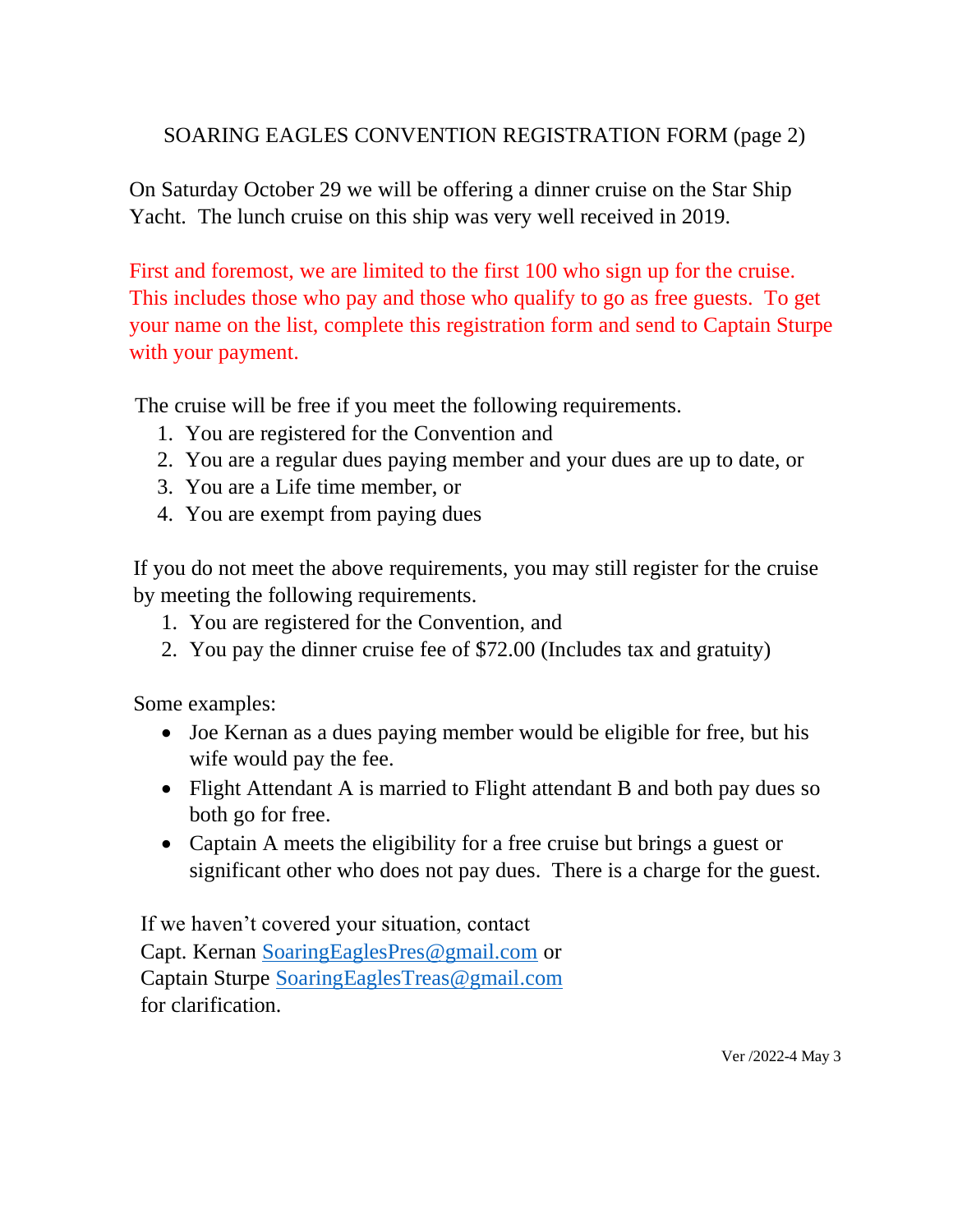# SOARING EAGLES CONVENTION REGISTRATION FORM (page 2)

On Saturday October 29 we will be offering a dinner cruise on the Star Ship Yacht. The lunch cruise on this ship was very well received in 2019.

First and foremost, we are limited to the first 100 who sign up for the cruise. This includes those who pay and those who qualify to go as free guests. To get your name on the list, complete this registration form and send to Captain Sturpe with your payment.

The cruise will be free if you meet the following requirements.

1. You are registered for the Convention and
2. You are a regular dues paying member and your dues are up to date, or
3. You are a Life time member, or
4. You are exempt from paying dues

If you do not meet the above requirements, you may still register for the cruise by meeting the following requirements.

1. You are registered for the Convention, and
2. You pay the dinner cruise fee of $72.00 (Includes tax and gratuity)

Some examples:

- Joe Kernan as a dues paying member would be eligible for free, but his wife would pay the fee.
- Flight Attendant A is married to Flight attendant B and both pay dues so both go for free.
- Captain A meets the eligibility for a free cruise but brings a guest or significant other who does not pay dues. There is a charge for the guest.

If we haven't covered your situation, contact
Capt. Kernan SoaringEaglesPres@gmail.com or
Captain Sturpe SoaringEaglesTreas@gmail.com
for clarification.

Ver /2022-4 May 3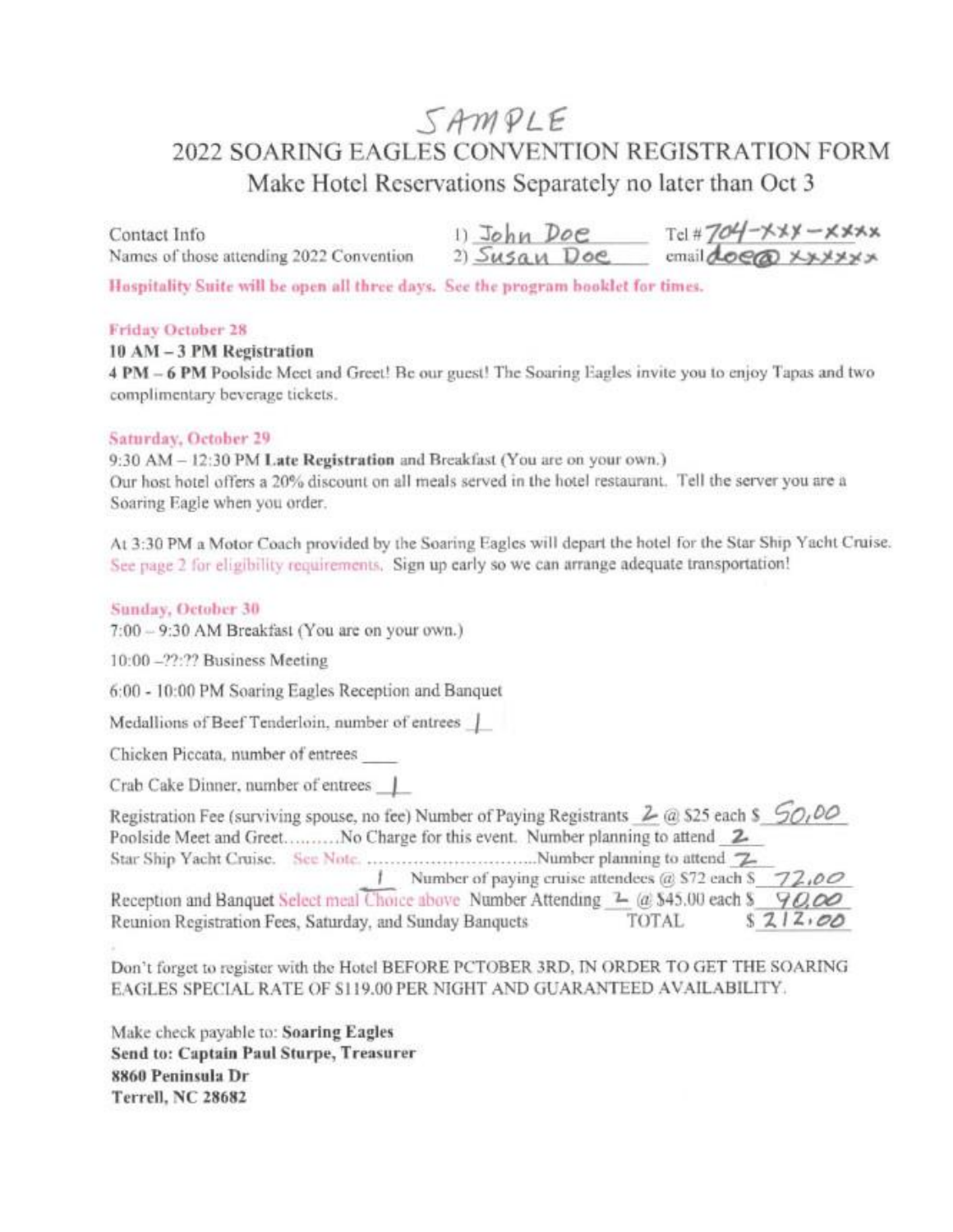SAMPLE

# 2022 SOARING EAGLES CONVENTION REGISTRATION FORM

## Make Hotel Reservations Separately no later than Oct 3

Contact Info
Names of those attending 2022 Convention — 1) John Doe 2) Susan Doe — Tel # 704-XXX-XXXX — email doe@ XXXXXX

**Hospitality Suite will be open all three days. See the program booklet for times.**

**Friday October 28**

**10 AM – 3 PM Registration**

**4 PM – 6 PM** Poolside Meet and Greet! Be our guest! The Soaring Eagles invite you to enjoy Tapas and two complimentary beverage tickets.

**Saturday, October 29**

9:30 AM – 12:30 PM **Late Registration** and Breakfast (You are on your own.)
Our host hotel offers a 20% discount on all meals served in the hotel restaurant. Tell the server you are a Soaring Eagle when you order.

At 3:30 PM a Motor Coach provided by the Soaring Eagles will depart the hotel for the Star Ship Yacht Cruise. See page 2 for eligibility requirements. Sign up early so we can arrange adequate transportation!

**Sunday, October 30**

7:00 – 9:30 AM Breakfast (You are on your own.)

10:00 –??:?? Business Meeting

6:00 - 10:00 PM Soaring Eagles Reception and Banquet

Medallions of Beef Tenderloin, number of entrees 1

Chicken Piccata, number of entrees ____

Crab Cake Dinner, number of entrees 1

Registration Fee (surviving spouse, no fee) Number of Paying Registrants 2 @ $25 each $ 50.00
Poolside Meet and Greet..........No Charge for this event. Number planning to attend 2
Star Ship Yacht Cruise. See Note. ...............................Number planning to attend 2
1 Number of paying cruise attendees @ $72 each $ 72.00
Reception and Banquet Select meal Choice above Number Attending 2 @ $45.00 each $ 90.00
Reunion Registration Fees, Saturday, and Sunday Banquets TOTAL $ 212.00

Don't forget to register with the Hotel BEFORE PCTOBER 3RD, IN ORDER TO GET THE SOARING EAGLES SPECIAL RATE OF $119.00 PER NIGHT AND GUARANTEED AVAILABILITY.

Make check payable to: **Soaring Eagles**
**Send to: Captain Paul Sturpe, Treasurer**
**8860 Peninsula Dr**
**Terrell, NC 28682**